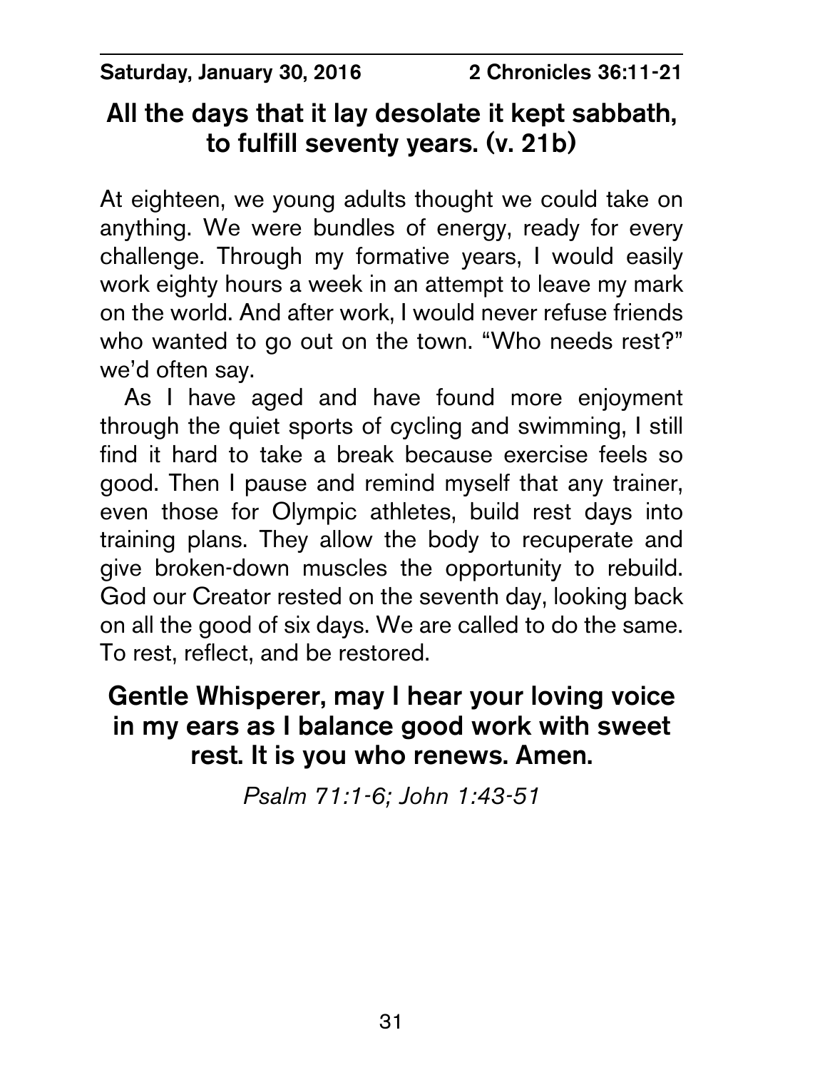**Saturday, January 30, 2016** **2 Chronicles 36:11-21**

## All the days that it lay desolate it kept sabbath, to fulfill seventy years. (v. 21b)

At eighteen, we young adults thought we could take on anything. We were bundles of energy, ready for every challenge. Through my formative years, I would easily work eighty hours a week in an attempt to leave my mark on the world. And after work, I would never refuse friends who wanted to go out on the town. "Who needs rest?" we'd often say.

As I have aged and have found more enjoyment through the quiet sports of cycling and swimming, I still find it hard to take a break because exercise feels so good. Then I pause and remind myself that any trainer, even those for Olympic athletes, build rest days into training plans. They allow the body to recuperate and give broken-down muscles the opportunity to rebuild. God our Creator rested on the seventh day, looking back on all the good of six days. We are called to do the same. To rest, reflect, and be restored.

**Gentle Whisperer, may I hear your loving voice in my ears as I balance good work with sweet rest. It is you who renews. Amen.**

*Psalm 71:1-6; John 1:43-51*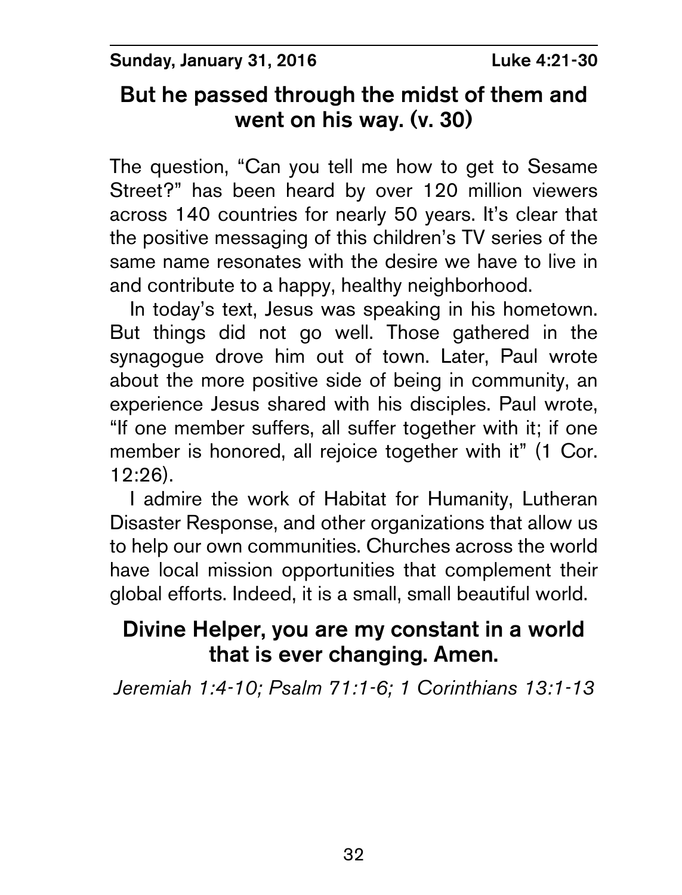**Sunday, January 31, 2016** **Luke 4:21-30**

## But he passed through the midst of them and went on his way. (v. 30)

The question, "Can you tell me how to get to Sesame Street?" has been heard by over 120 million viewers across 140 countries for nearly 50 years. It's clear that the positive messaging of this children's TV series of the same name resonates with the desire we have to live in and contribute to a happy, healthy neighborhood.

In today's text, Jesus was speaking in his hometown. But things did not go well. Those gathered in the synagogue drove him out of town. Later, Paul wrote about the more positive side of being in community, an experience Jesus shared with his disciples. Paul wrote, "If one member suffers, all suffer together with it; if one member is honored, all rejoice together with it" (1 Cor. 12:26).

I admire the work of Habitat for Humanity, Lutheran Disaster Response, and other organizations that allow us to help our own communities. Churches across the world have local mission opportunities that complement their global efforts. Indeed, it is a small, small beautiful world.

## Divine Helper, you are my constant in a world that is ever changing. Amen.

*Jeremiah 1:4-10; Psalm 71:1-6; 1 Corinthians 13:1-13*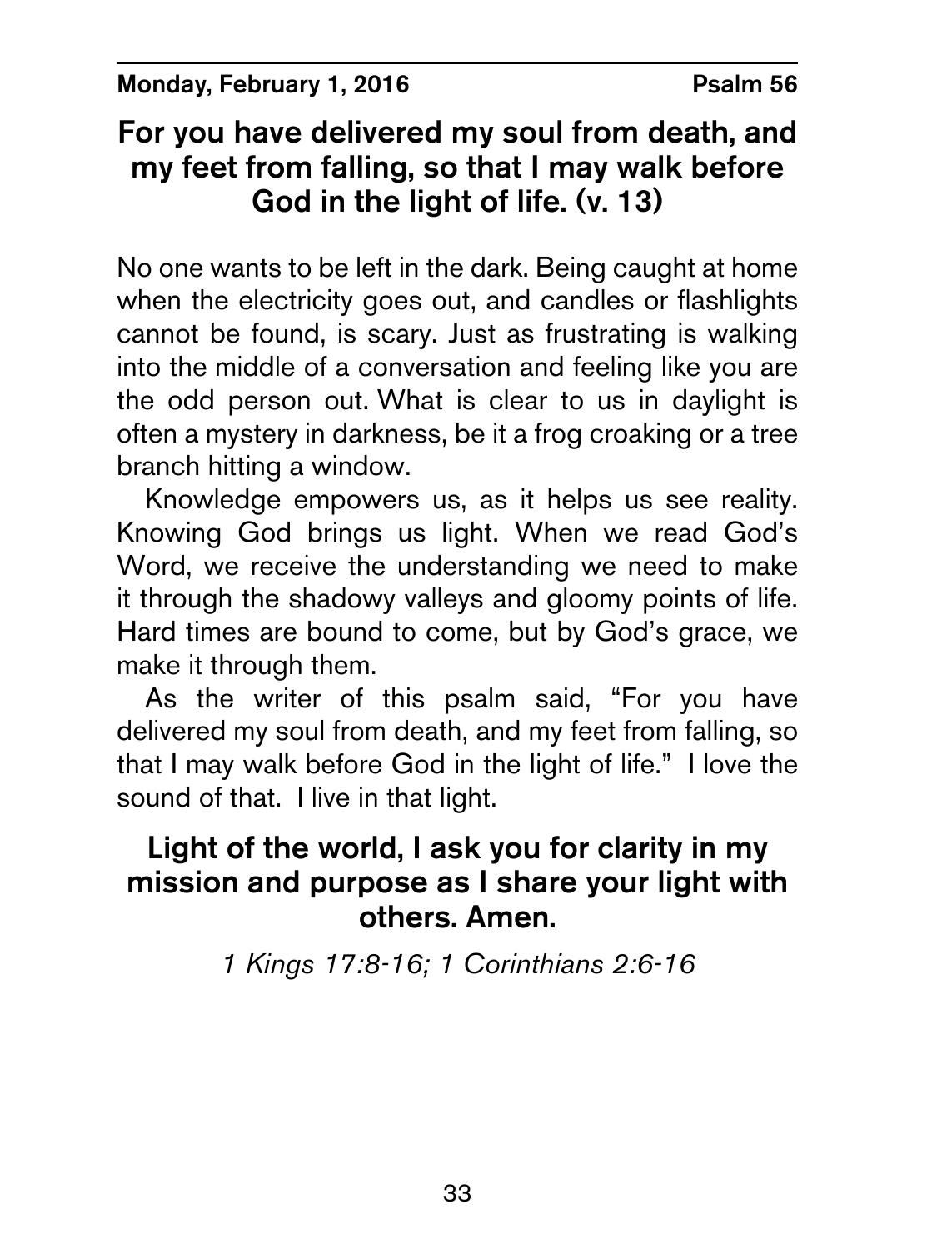**Monday, February 1, 2016** **Psalm 56**

## For you have delivered my soul from death, and my feet from falling, so that I may walk before God in the light of life. (v. 13)

No one wants to be left in the dark. Being caught at home when the electricity goes out, and candles or flashlights cannot be found, is scary. Just as frustrating is walking into the middle of a conversation and feeling like you are the odd person out. What is clear to us in daylight is often a mystery in darkness, be it a frog croaking or a tree branch hitting a window.

Knowledge empowers us, as it helps us see reality. Knowing God brings us light. When we read God's Word, we receive the understanding we need to make it through the shadowy valleys and gloomy points of life. Hard times are bound to come, but by God's grace, we make it through them.

As the writer of this psalm said, "For you have delivered my soul from death, and my feet from falling, so that I may walk before God in the light of life." I love the sound of that. I live in that light.

**Light of the world, I ask you for clarity in my mission and purpose as I share your light with others. Amen.**

*1 Kings 17:8-16; 1 Corinthians 2:6-16*